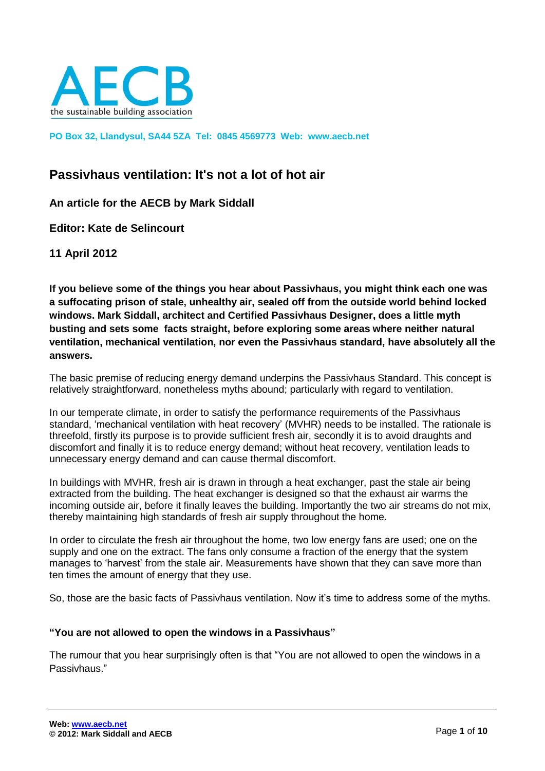AECB

the sustainable building association

**PO Box 32, Llandysul, SA44 5ZA Tel: 0845 4569773 Web: www.aecb.net**

# Passivhaus ventilation: It's not a lot of hot air

**An article for the AECB by Mark Siddall**

**Editor: Kate de Selincourt**

**11 April 2012**

**If you believe some of the things you hear about Passivhaus, you might think each one was a suffocating prison of stale, unhealthy air, sealed off from the outside world behind locked windows. Mark Siddall, architect and Certified Passivhaus Designer, does a little myth busting and sets some facts straight, before exploring some areas where neither natural ventilation, mechanical ventilation, nor even the Passivhaus standard, have absolutely all the answers.**

The basic premise of reducing energy demand underpins the Passivhaus Standard. This concept is relatively straightforward, nonetheless myths abound; particularly with regard to ventilation.

In our temperate climate, in order to satisfy the performance requirements of the Passivhaus standard, 'mechanical ventilation with heat recovery' (MVHR) needs to be installed. The rationale is threefold, firstly its purpose is to provide sufficient fresh air, secondly it is to avoid draughts and discomfort and finally it is to reduce energy demand; without heat recovery, ventilation leads to unnecessary energy demand and can cause thermal discomfort.

In buildings with MVHR, fresh air is drawn in through a heat exchanger, past the stale air being extracted from the building. The heat exchanger is designed so that the exhaust air warms the incoming outside air, before it finally leaves the building. Importantly the two air streams do not mix, thereby maintaining high standards of fresh air supply throughout the home.

In order to circulate the fresh air throughout the home, two low energy fans are used; one on the supply and one on the extract. The fans only consume a fraction of the energy that the system manages to 'harvest' from the stale air. Measurements have shown that they can save more than ten times the amount of energy that they use.

So, those are the basic facts of Passivhaus ventilation. Now it's time to address some of the myths.

### "You are not allowed to open the windows in a Passivhaus"

The rumour that you hear surprisingly often is that "You are not allowed to open the windows in a Passivhaus."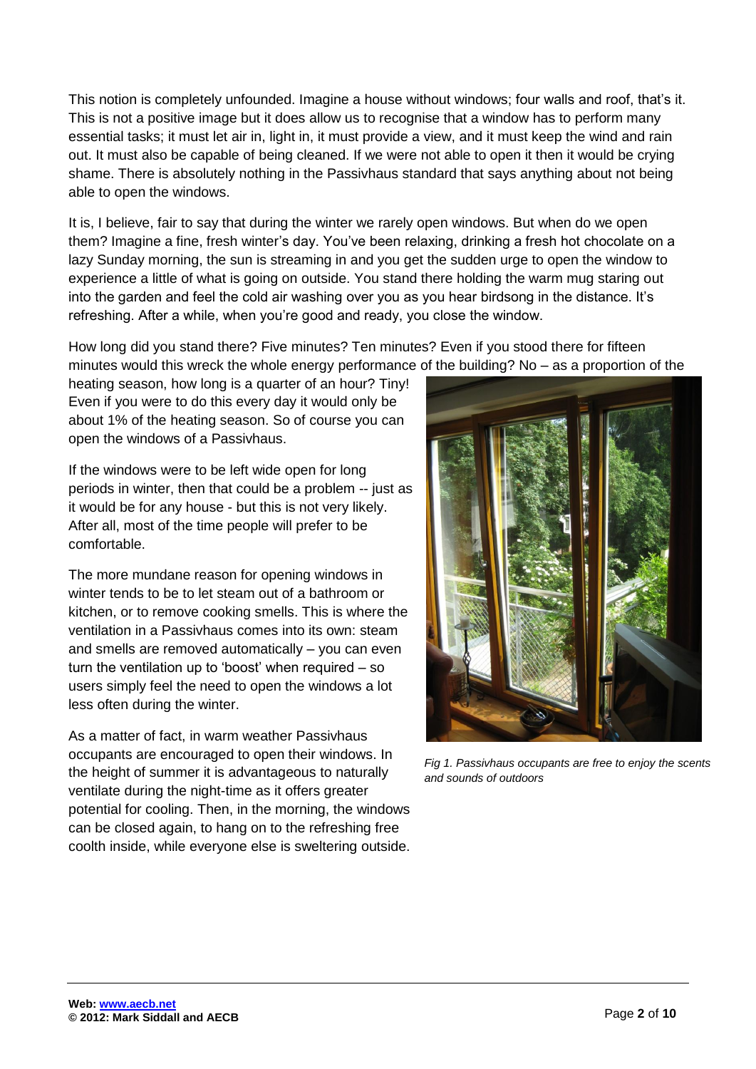This notion is completely unfounded. Imagine a house without windows; four walls and roof, that's it. This is not a positive image but it does allow us to recognise that a window has to perform many essential tasks; it must let air in, light in, it must provide a view, and it must keep the wind and rain out. It must also be capable of being cleaned. If we were not able to open it then it would be crying shame. There is absolutely nothing in the Passivhaus standard that says anything about not being able to open the windows.

It is, I believe, fair to say that during the winter we rarely open windows. But when do we open them? Imagine a fine, fresh winter's day. You've been relaxing, drinking a fresh hot chocolate on a lazy Sunday morning, the sun is streaming in and you get the sudden urge to open the window to experience a little of what is going on outside. You stand there holding the warm mug staring out into the garden and feel the cold air washing over you as you hear birdsong in the distance. It's refreshing. After a while, when you're good and ready, you close the window.

How long did you stand there? Five minutes? Ten minutes? Even if you stood there for fifteen minutes would this wreck the whole energy performance of the building? No – as a proportion of the heating season, how long is a quarter of an hour? Tiny! Even if you were to do this every day it would only be about 1% of the heating season. So of course you can open the windows of a Passivhaus.

If the windows were to be left wide open for long periods in winter, then that could be a problem -- just as it would be for any house - but this is not very likely. After all, most of the time people will prefer to be comfortable.

The more mundane reason for opening windows in winter tends to be to let steam out of a bathroom or kitchen, or to remove cooking smells. This is where the ventilation in a Passivhaus comes into its own: steam and smells are removed automatically – you can even turn the ventilation up to 'boost' when required – so users simply feel the need to open the windows a lot less often during the winter.

As a matter of fact, in warm weather Passivhaus occupants are encouraged to open their windows. In the height of summer it is advantageous to naturally ventilate during the night-time as it offers greater potential for cooling. Then, in the morning, the windows can be closed again, to hang on to the refreshing free coolth inside, while everyone else is sweltering outside.

*Fig 1. Passivhaus occupants are free to enjoy the scents and sounds of outdoors*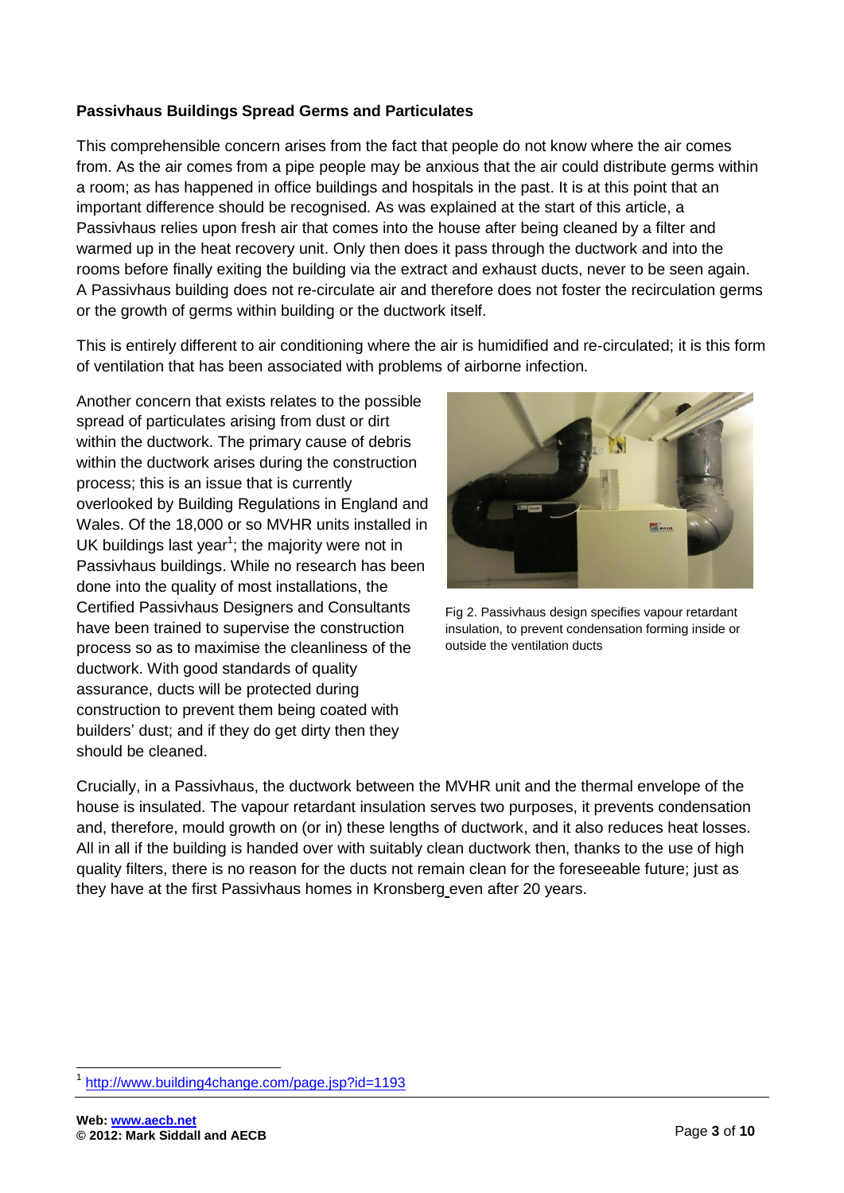**Passivhaus Buildings Spread Germs and Particulates**

This comprehensible concern arises from the fact that people do not know where the air comes from. As the air comes from a pipe people may be anxious that the air could distribute germs within a room; as has happened in office buildings and hospitals in the past. It is at this point that an important difference should be recognised. As was explained at the start of this article, a Passivhaus relies upon fresh air that comes into the house after being cleaned by a filter and warmed up in the heat recovery unit. Only then does it pass through the ductwork and into the rooms before finally exiting the building via the extract and exhaust ducts, never to be seen again. A Passivhaus building does not re-circulate air and therefore does not foster the recirculation germs or the growth of germs within building or the ductwork itself.

This is entirely different to air conditioning where the air is humidified and re-circulated; it is this form of ventilation that has been associated with problems of airborne infection.

Another concern that exists relates to the possible spread of particulates arising from dust or dirt within the ductwork. The primary cause of debris within the ductwork arises during the construction process; this is an issue that is currently overlooked by Building Regulations in England and Wales. Of the 18,000 or so MVHR units installed in UK buildings last year[1]; the majority were not in Passivhaus buildings. While no research has been done into the quality of most installations, the Certified Passivhaus Designers and Consultants have been trained to supervise the construction process so as to maximise the cleanliness of the ductwork. With good standards of quality assurance, ducts will be protected during construction to prevent them being coated with builders' dust; and if they do get dirty then they should be cleaned.

Fig 2. Passivhaus design specifies vapour retardant insulation, to prevent condensation forming inside or outside the ventilation ducts

Crucially, in a Passivhaus, the ductwork between the MVHR unit and the thermal envelope of the house is insulated. The vapour retardant insulation serves two purposes, it prevents condensation and, therefore, mould growth on (or in) these lengths of ductwork, and it also reduces heat losses. All in all if the building is handed over with suitably clean ductwork then, thanks to the use of high quality filters, there is no reason for the ducts not remain clean for the foreseeable future; just as they have at the first Passivhaus homes in Kronsberg even after 20 years.

[1] http://www.building4change.com/page.jsp?id=1193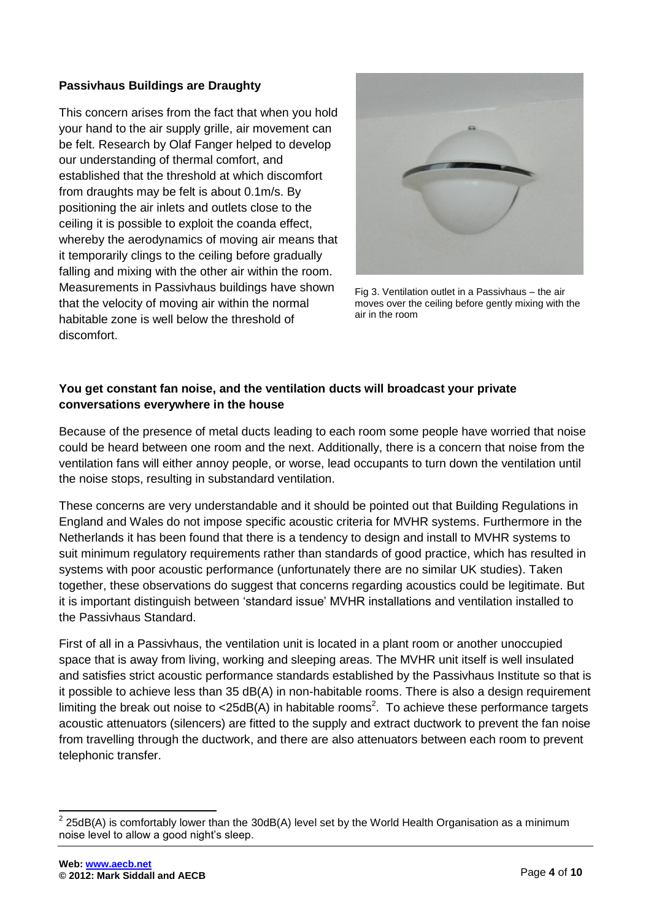### Passivhaus Buildings are Draughty

This concern arises from the fact that when you hold your hand to the air supply grille, air movement can be felt. Research by Olaf Fanger helped to develop our understanding of thermal comfort, and established that the threshold at which discomfort from draughts may be felt is about 0.1m/s. By positioning the air inlets and outlets close to the ceiling it is possible to exploit the coanda effect, whereby the aerodynamics of moving air means that it temporarily clings to the ceiling before gradually falling and mixing with the other air within the room. Measurements in Passivhaus buildings have shown that the velocity of moving air within the normal habitable zone is well below the threshold of discomfort.

Fig 3. Ventilation outlet in a Passivhaus – the air moves over the ceiling before gently mixing with the air in the room

### You get constant fan noise, and the ventilation ducts will broadcast your private conversations everywhere in the house

Because of the presence of metal ducts leading to each room some people have worried that noise could be heard between one room and the next. Additionally, there is a concern that noise from the ventilation fans will either annoy people, or worse, lead occupants to turn down the ventilation until the noise stops, resulting in substandard ventilation.

These concerns are very understandable and it should be pointed out that Building Regulations in England and Wales do not impose specific acoustic criteria for MVHR systems. Furthermore in the Netherlands it has been found that there is a tendency to design and install to MVHR systems to suit minimum regulatory requirements rather than standards of good practice, which has resulted in systems with poor acoustic performance (unfortunately there are no similar UK studies). Taken together, these observations do suggest that concerns regarding acoustics could be legitimate. But it is important distinguish between 'standard issue' MVHR installations and ventilation installed to the Passivhaus Standard.

First of all in a Passivhaus, the ventilation unit is located in a plant room or another unoccupied space that is away from living, working and sleeping areas. The MVHR unit itself is well insulated and satisfies strict acoustic performance standards established by the Passivhaus Institute so that is it possible to achieve less than 35 dB(A) in non-habitable rooms. There is also a design requirement limiting the break out noise to <25dB(A) in habitable rooms[2]. To achieve these performance targets acoustic attenuators (silencers) are fitted to the supply and extract ductwork to prevent the fan noise from travelling through the ductwork, and there are also attenuators between each room to prevent telephonic transfer.

[2] 25dB(A) is comfortably lower than the 30dB(A) level set by the World Health Organisation as a minimum noise level to allow a good night's sleep.

**Web: www.aecb.net**
**© 2012: Mark Siddall and AECB**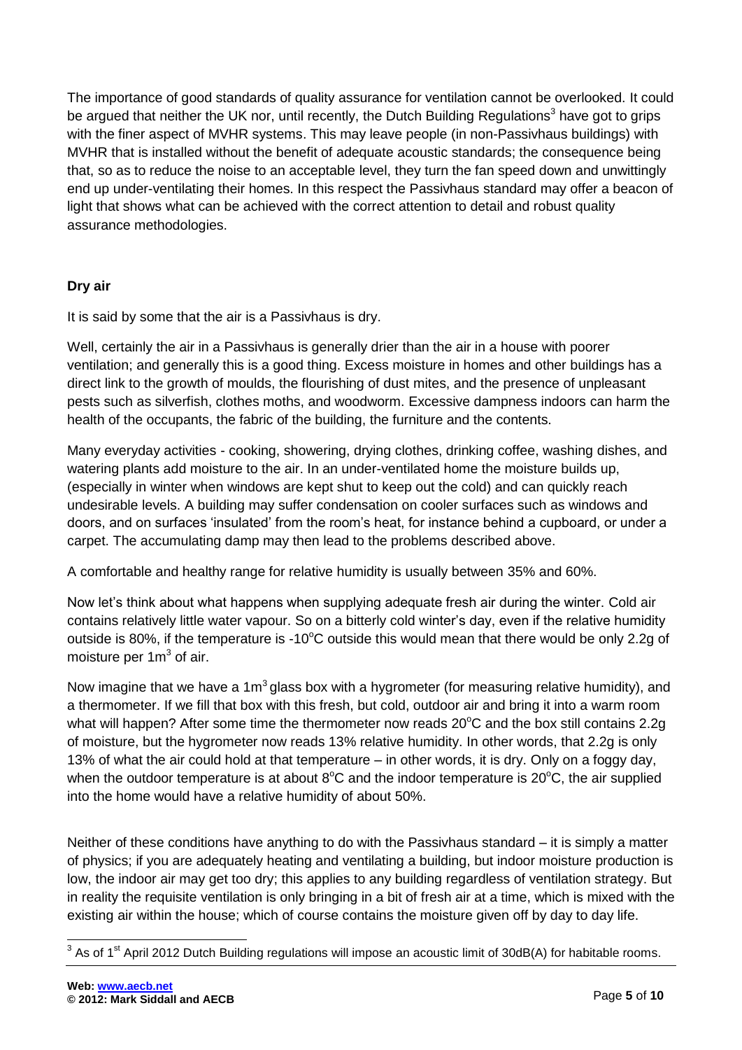The importance of good standards of quality assurance for ventilation cannot be overlooked. It could be argued that neither the UK nor, until recently, the Dutch Building Regulations[3] have got to grips with the finer aspect of MVHR systems. This may leave people (in non-Passivhaus buildings) with MVHR that is installed without the benefit of adequate acoustic standards; the consequence being that, so as to reduce the noise to an acceptable level, they turn the fan speed down and unwittingly end up under-ventilating their homes. In this respect the Passivhaus standard may offer a beacon of light that shows what can be achieved with the correct attention to detail and robust quality assurance methodologies.

**Dry air**

It is said by some that the air is a Passivhaus is dry.

Well, certainly the air in a Passivhaus is generally drier than the air in a house with poorer ventilation; and generally this is a good thing. Excess moisture in homes and other buildings has a direct link to the growth of moulds, the flourishing of dust mites, and the presence of unpleasant pests such as silverfish, clothes moths, and woodworm. Excessive dampness indoors can harm the health of the occupants, the fabric of the building, the furniture and the contents.

Many everyday activities - cooking, showering, drying clothes, drinking coffee, washing dishes, and watering plants add moisture to the air. In an under-ventilated home the moisture builds up, (especially in winter when windows are kept shut to keep out the cold) and can quickly reach undesirable levels. A building may suffer condensation on cooler surfaces such as windows and doors, and on surfaces 'insulated' from the room's heat, for instance behind a cupboard, or under a carpet. The accumulating damp may then lead to the problems described above.

A comfortable and healthy range for relative humidity is usually between 35% and 60%.

Now let's think about what happens when supplying adequate fresh air during the winter. Cold air contains relatively little water vapour. So on a bitterly cold winter's day, even if the relative humidity outside is 80%, if the temperature is -10°C outside this would mean that there would be only 2.2g of moisture per $1m^3$ of air.

Now imagine that we have a $1m^3$ glass box with a hygrometer (for measuring relative humidity), and a thermometer. If we fill that box with this fresh, but cold, outdoor air and bring it into a warm room what will happen? After some time the thermometer now reads 20°C and the box still contains 2.2g of moisture, but the hygrometer now reads 13% relative humidity. In other words, that 2.2g is only 13% of what the air could hold at that temperature – in other words, it is dry. Only on a foggy day, when the outdoor temperature is at about 8°C and the indoor temperature is 20°C, the air supplied into the home would have a relative humidity of about 50%.

Neither of these conditions have anything to do with the Passivhaus standard – it is simply a matter of physics; if you are adequately heating and ventilating a building, but indoor moisture production is low, the indoor air may get too dry; this applies to any building regardless of ventilation strategy. But in reality the requisite ventilation is only bringing in a bit of fresh air at a time, which is mixed with the existing air within the house; which of course contains the moisture given off by day to day life.

[3] As of 1st April 2012 Dutch Building regulations will impose an acoustic limit of 30dB(A) for habitable rooms.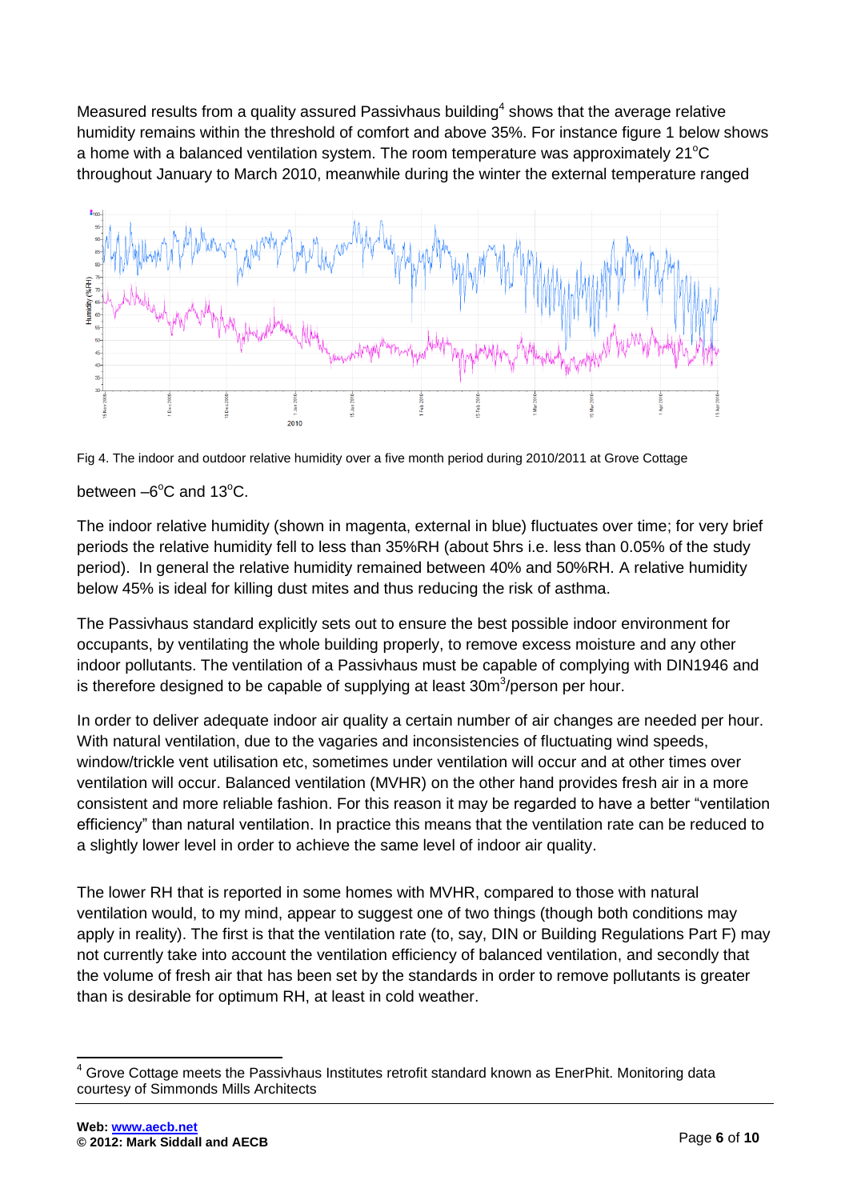Measured results from a quality assured Passivhaus building[4] shows that the average relative humidity remains within the threshold of comfort and above 35%. For instance figure 1 below shows a home with a balanced ventilation system. The room temperature was approximately 21°C throughout January to March 2010, meanwhile during the winter the external temperature ranged between –6°C and 13°C.

Fig 4. The indoor and outdoor relative humidity over a five month period during 2010/2011 at Grove Cottage

The indoor relative humidity (shown in magenta, external in blue) fluctuates over time; for very brief periods the relative humidity fell to less than 35%RH (about 5hrs i.e. less than 0.05% of the study period). In general the relative humidity remained between 40% and 50%RH. A relative humidity below 45% is ideal for killing dust mites and thus reducing the risk of asthma.

The Passivhaus standard explicitly sets out to ensure the best possible indoor environment for occupants, by ventilating the whole building properly, to remove excess moisture and any other indoor pollutants. The ventilation of a Passivhaus must be capable of complying with DIN1946 and is therefore designed to be capable of supplying at least 30m$^3$/person per hour.

In order to deliver adequate indoor air quality a certain number of air changes are needed per hour. With natural ventilation, due to the vagaries and inconsistencies of fluctuating wind speeds, window/trickle vent utilisation etc, sometimes under ventilation will occur and at other times over ventilation will occur. Balanced ventilation (MVHR) on the other hand provides fresh air in a more consistent and more reliable fashion. For this reason it may be regarded to have a better "ventilation efficiency" than natural ventilation. In practice this means that the ventilation rate can be reduced to a slightly lower level in order to achieve the same level of indoor air quality.

The lower RH that is reported in some homes with MVHR, compared to those with natural ventilation would, to my mind, appear to suggest one of two things (though both conditions may apply in reality). The first is that the ventilation rate (to, say, DIN or Building Regulations Part F) may not currently take into account the ventilation efficiency of balanced ventilation, and secondly that the volume of fresh air that has been set by the standards in order to remove pollutants is greater than is desirable for optimum RH, at least in cold weather.

[4] Grove Cottage meets the Passivhaus Institutes retrofit standard known as EnerPhit. Monitoring data courtesy of Simmonds Mills Architects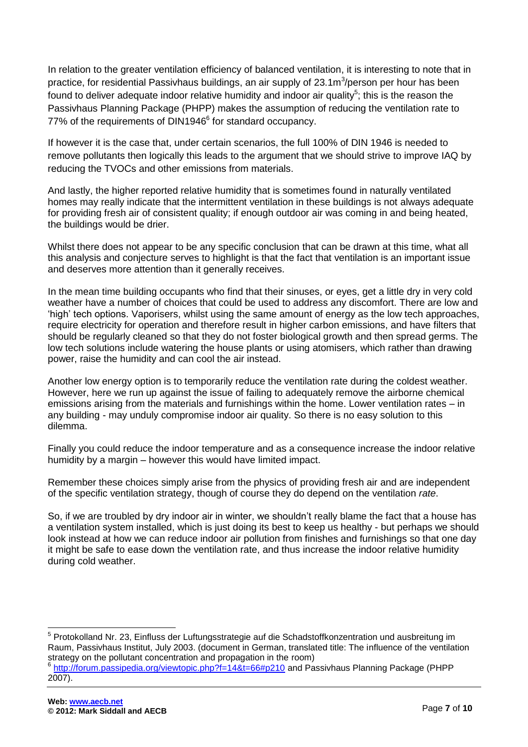In relation to the greater ventilation efficiency of balanced ventilation, it is interesting to note that in practice, for residential Passivhaus buildings, an air supply of 23.1$m^3$/person per hour has been found to deliver adequate indoor relative humidity and indoor air quality[5]; this is the reason the Passivhaus Planning Package (PHPP) makes the assumption of reducing the ventilation rate to 77% of the requirements of DIN1946[6] for standard occupancy.

If however it is the case that, under certain scenarios, the full 100% of DIN 1946 is needed to remove pollutants then logically this leads to the argument that we should strive to improve IAQ by reducing the TVOCs and other emissions from materials.

And lastly, the higher reported relative humidity that is sometimes found in naturally ventilated homes may really indicate that the intermittent ventilation in these buildings is not always adequate for providing fresh air of consistent quality; if enough outdoor air was coming in and being heated, the buildings would be drier.

Whilst there does not appear to be any specific conclusion that can be drawn at this time, what all this analysis and conjecture serves to highlight is that the fact that ventilation is an important issue and deserves more attention than it generally receives.

In the mean time building occupants who find that their sinuses, or eyes, get a little dry in very cold weather have a number of choices that could be used to address any discomfort. There are low and 'high' tech options. Vaporisers, whilst using the same amount of energy as the low tech approaches, require electricity for operation and therefore result in higher carbon emissions, and have filters that should be regularly cleaned so that they do not foster biological growth and then spread germs. The low tech solutions include watering the house plants or using atomisers, which rather than drawing power, raise the humidity and can cool the air instead.

Another low energy option is to temporarily reduce the ventilation rate during the coldest weather. However, here we run up against the issue of failing to adequately remove the airborne chemical emissions arising from the materials and furnishings within the home. Lower ventilation rates – in any building - may unduly compromise indoor air quality. So there is no easy solution to this dilemma.

Finally you could reduce the indoor temperature and as a consequence increase the indoor relative humidity by a margin – however this would have limited impact.

Remember these choices simply arise from the physics of providing fresh air and are independent of the specific ventilation strategy, though of course they do depend on the ventilation *rate*.

So, if we are troubled by dry indoor air in winter, we shouldn't really blame the fact that a house has a ventilation system installed, which is just doing its best to keep us healthy - but perhaps we should look instead at how we can reduce indoor air pollution from finishes and furnishings so that one day it might be safe to ease down the ventilation rate, and thus increase the indoor relative humidity during cold weather.

---

[5] Protokolland Nr. 23, Einfluss der Luftungsstrategie auf die Schadstoffkonzentration und ausbreitung im Raum, Passivhaus Institut, July 2003. (document in German, translated title: The influence of the ventilation strategy on the pollutant concentration and propagation in the room)

[6] http://forum.passipedia.org/viewtopic.php?f=14&t=66#p210 and Passivhaus Planning Package (PHPP 2007).

**Web: www.aecb.net**
**© 2012: Mark Siddall and AECB**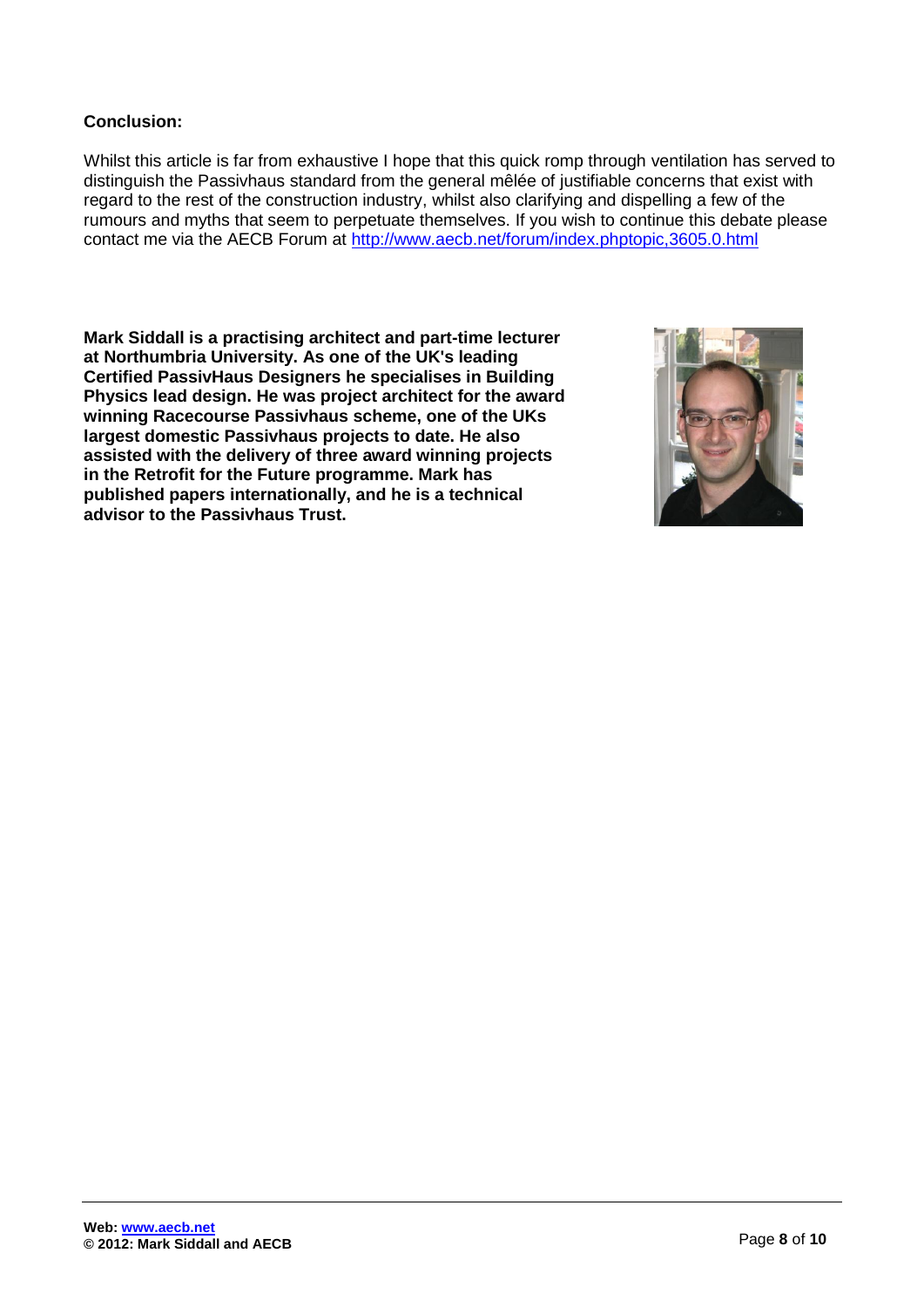**Conclusion:**

Whilst this article is far from exhaustive I hope that this quick romp through ventilation has served to distinguish the Passivhaus standard from the general mêlée of justifiable concerns that exist with regard to the rest of the construction industry, whilst also clarifying and dispelling a few of the rumours and myths that seem to perpetuate themselves. If you wish to continue this debate please contact me via the AECB Forum at http://www.aecb.net/forum/index.phptopic,3605.0.html

**Mark Siddall is a practising architect and part-time lecturer at Northumbria University. As one of the UK's leading Certified PassivHaus Designers he specialises in Building Physics lead design. He was project architect for the award winning Racecourse Passivhaus scheme, one of the UKs largest domestic Passivhaus projects to date. He also assisted with the delivery of three award winning projects in the Retrofit for the Future programme. Mark has published papers internationally, and he is a technical advisor to the Passivhaus Trust.**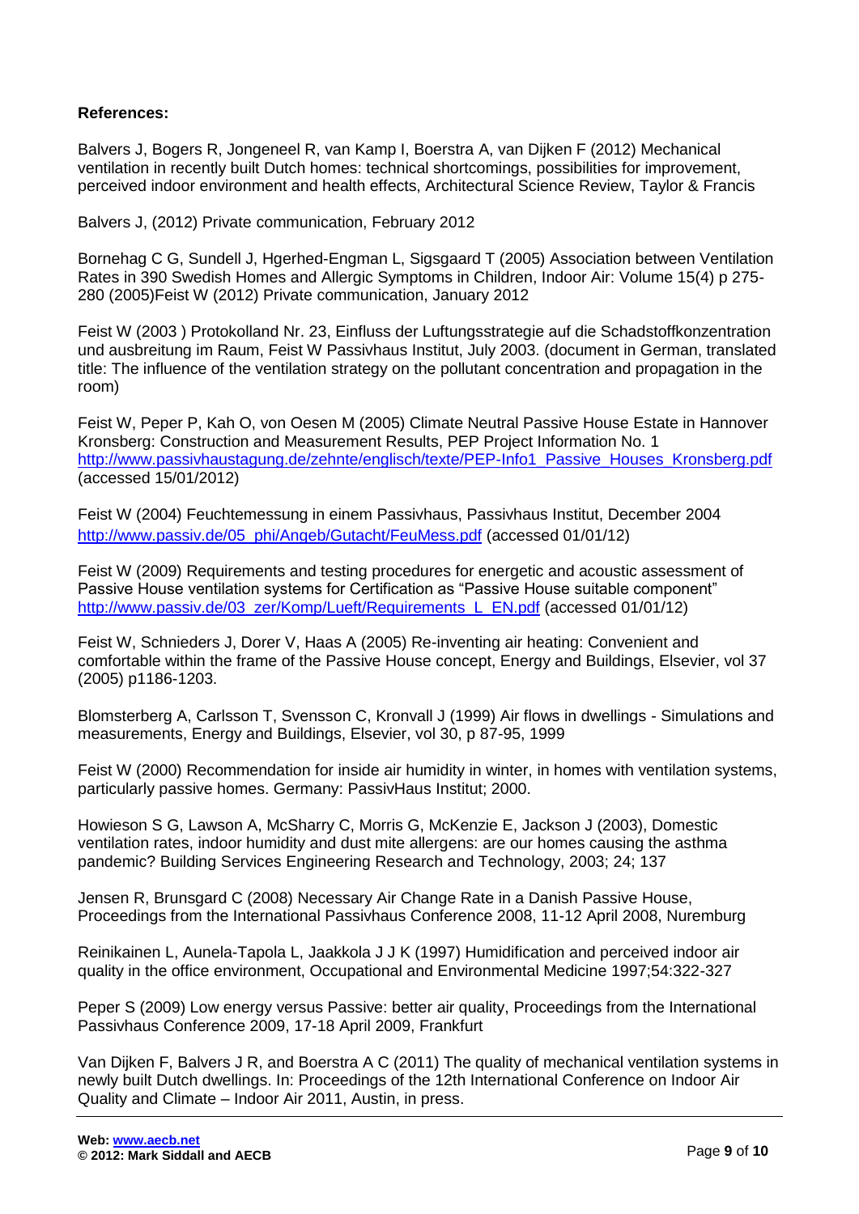**References:**

Balvers J, Bogers R, Jongeneel R, van Kamp I, Boerstra A, van Dijken F (2012) Mechanical ventilation in recently built Dutch homes: technical shortcomings, possibilities for improvement, perceived indoor environment and health effects, Architectural Science Review, Taylor & Francis

Balvers J, (2012) Private communication, February 2012

Bornehag C G, Sundell J, Hgerhed-Engman L, Sigsgaard T (2005) Association between Ventilation Rates in 390 Swedish Homes and Allergic Symptoms in Children, Indoor Air: Volume 15(4) p 275-280 (2005)Feist W (2012) Private communication, January 2012

Feist W (2003 ) Protokolland Nr. 23, Einfluss der Luftungsstrategie auf die Schadstoffkonzentration und ausbreitung im Raum, Feist W Passivhaus Institut, July 2003. (document in German, translated title: The influence of the ventilation strategy on the pollutant concentration and propagation in the room)

Feist W, Peper P, Kah O, von Oesen M (2005) Climate Neutral Passive House Estate in Hannover Kronsberg: Construction and Measurement Results, PEP Project Information No. 1 http://www.passivhaustagung.de/zehnte/englisch/texte/PEP-Info1_Passive_Houses_Kronsberg.pdf (accessed 15/01/2012)

Feist W (2004) Feuchtemessung in einem Passivhaus, Passivhaus Institut, December 2004 http://www.passiv.de/05_phi/Angeb/Gutacht/FeuMess.pdf (accessed 01/01/12)

Feist W (2009) Requirements and testing procedures for energetic and acoustic assessment of Passive House ventilation systems for Certification as "Passive House suitable component" http://www.passiv.de/03_zer/Komp/Lueft/Requirements_L_EN.pdf (accessed 01/01/12)

Feist W, Schnieders J, Dorer V, Haas A (2005) Re-inventing air heating: Convenient and comfortable within the frame of the Passive House concept, Energy and Buildings, Elsevier, vol 37 (2005) p1186-1203.

Blomsterberg A, Carlsson T, Svensson C, Kronvall J (1999) Air flows in dwellings - Simulations and measurements, Energy and Buildings, Elsevier, vol 30, p 87-95, 1999

Feist W (2000) Recommendation for inside air humidity in winter, in homes with ventilation systems, particularly passive homes. Germany: PassivHaus Institut; 2000.

Howieson S G, Lawson A, McSharry C, Morris G, McKenzie E, Jackson J (2003), Domestic ventilation rates, indoor humidity and dust mite allergens: are our homes causing the asthma pandemic? Building Services Engineering Research and Technology, 2003; 24; 137

Jensen R, Brunsgard C (2008) Necessary Air Change Rate in a Danish Passive House, Proceedings from the International Passivhaus Conference 2008, 11-12 April 2008, Nuremburg

Reinikainen L, Aunela-Tapola L, Jaakkola J J K (1997) Humidification and perceived indoor air quality in the office environment, Occupational and Environmental Medicine 1997;54:322-327

Peper S (2009) Low energy versus Passive: better air quality, Proceedings from the International Passivhaus Conference 2009, 17-18 April 2009, Frankfurt

Van Dijken F, Balvers J R, and Boerstra A C (2011) The quality of mechanical ventilation systems in newly built Dutch dwellings. In: Proceedings of the 12th International Conference on Indoor Air Quality and Climate – Indoor Air 2011, Austin, in press.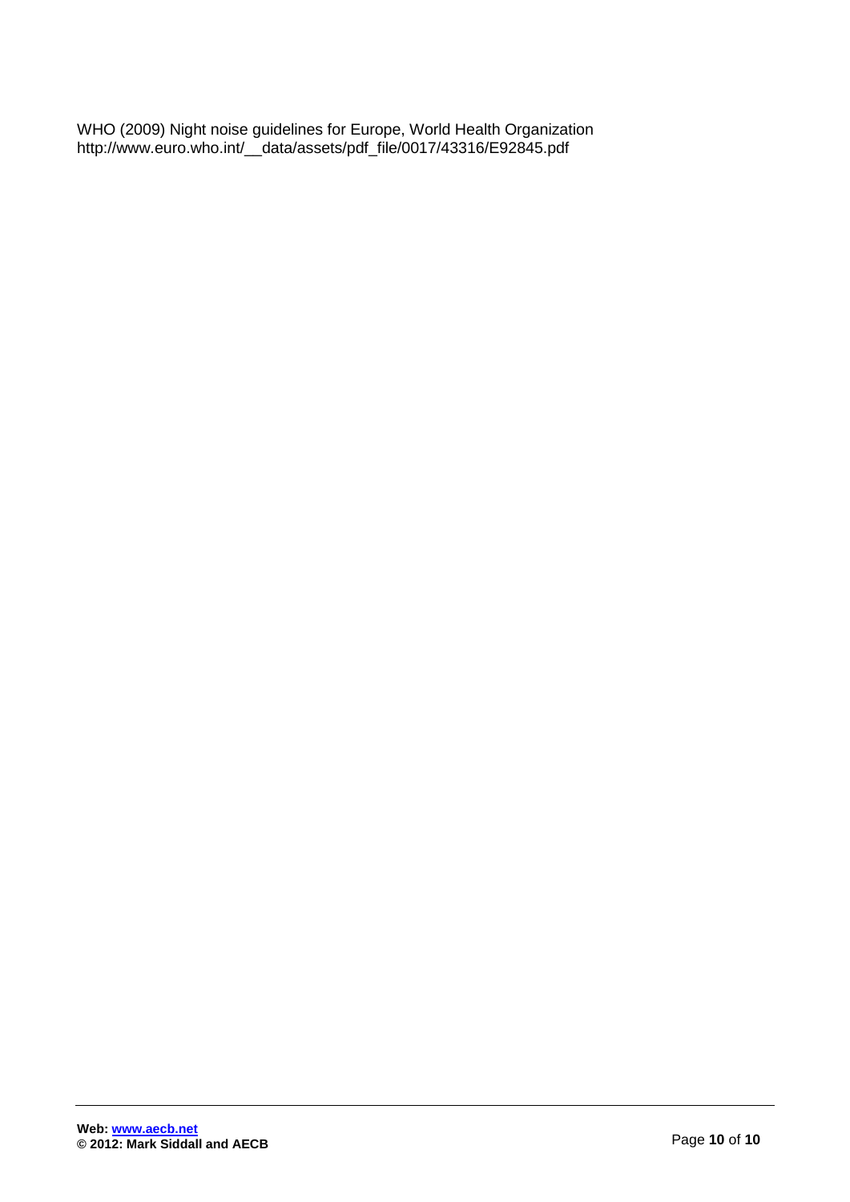WHO (2009) Night noise guidelines for Europe, World Health Organization
http://www.euro.who.int/__data/assets/pdf_file/0017/43316/E92845.pdf